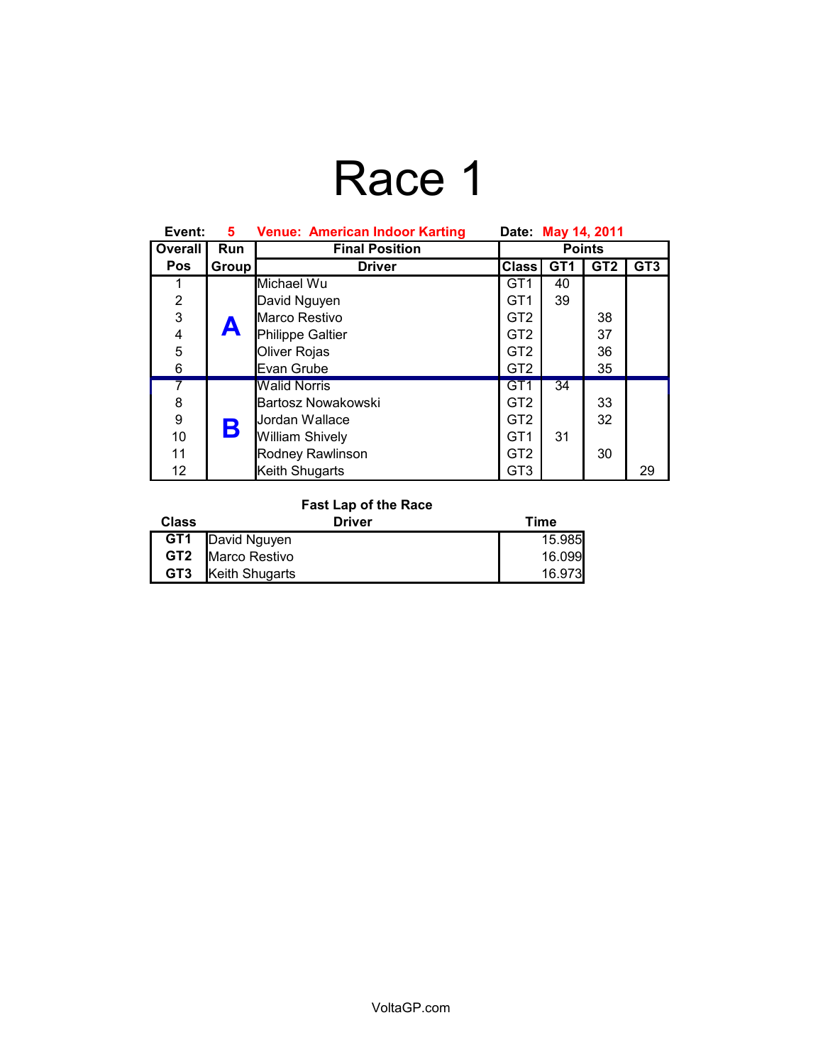# Race 1

**Event:** 5 **Venue: American Indoor Karting** **Date:** May 14, 2011

| Overall Pos | Run Group | Final Position Driver | Class | GT1 | GT2 | GT3 |
|---|---|---|---|---|---|---|
| 1 | A | Michael Wu | GT1 | 40 | | |
| 2 | | David Nguyen | GT1 | 39 | | |
| 3 | | Marco Restivo | GT2 | | 38 | |
| 4 | | Philippe Galtier | GT2 | | 37 | |
| 5 | | Oliver Rojas | GT2 | | 36 | |
| 6 | | Evan Grube | GT2 | | 35 | |
| 7 | B | Walid Norris | GT1 | 34 | | |
| 8 | | Bartosz Nowakowski | GT2 | | 33 | |
| 9 | | Jordan Wallace | GT2 | | 32 | |
| 10 | | William Shively | GT1 | 31 | | |
| 11 | | Rodney Rawlinson | GT2 | | 30 | |
| 12 | | Keith Shugarts | GT3 | | | 29 |

**Fast Lap of the Race**

| Class | Driver | Time |
|---|---|---|
| GT1 | David Nguyen | 15.985 |
| GT2 | Marco Restivo | 16.099 |
| GT3 | Keith Shugarts | 16.973 |

VoltaGP.com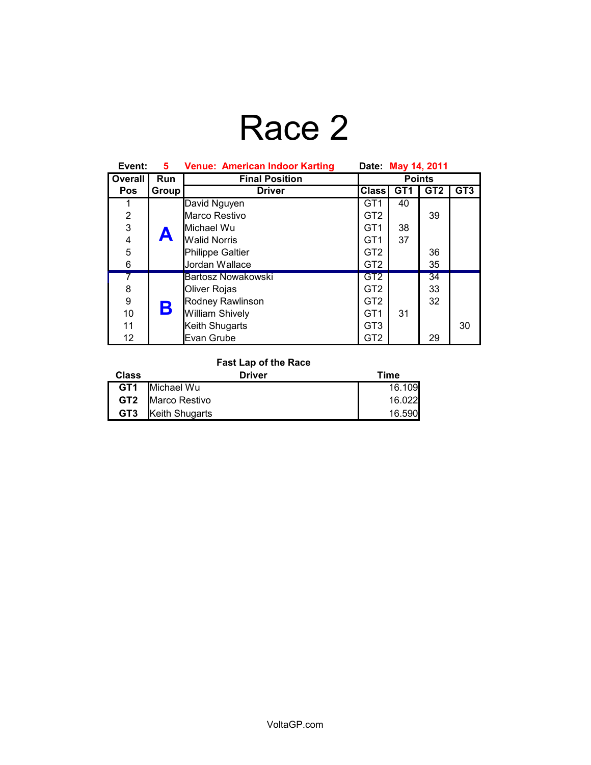# Race 2

**Event:** 5 **Venue: American Indoor Karting** **Date:** May 14, 2011

| Overall Pos | Run Group | Final Position Driver | Class | Points GT1 | GT2 | GT3 |
|---|---|---|---|---|---|---|
| 1 | A | David Nguyen | GT1 | 40 | | |
| 2 | | Marco Restivo | GT2 | | 39 | |
| 3 | | Michael Wu | GT1 | 38 | | |
| 4 | | Walid Norris | GT1 | 37 | | |
| 5 | | Philippe Galtier | GT2 | | 36 | |
| 6 | | Jordan Wallace | GT2 | | 35 | |
| 7 | B | Bartosz Nowakowski | GT2 | | 34 | |
| 8 | | Oliver Rojas | GT2 | | 33 | |
| 9 | | Rodney Rawlinson | GT2 | | 32 | |
| 10 | | William Shively | GT1 | 31 | | |
| 11 | | Keith Shugarts | GT3 | | | 30 |
| 12 | | Evan Grube | GT2 | | 29 | |

**Fast Lap of the Race**

| Class | Driver | Time |
|---|---|---|
| **GT1** | Michael Wu | 16.109 |
| **GT2** | Marco Restivo | 16.022 |
| **GT3** | Keith Shugarts | 16.590 |

VoltaGP.com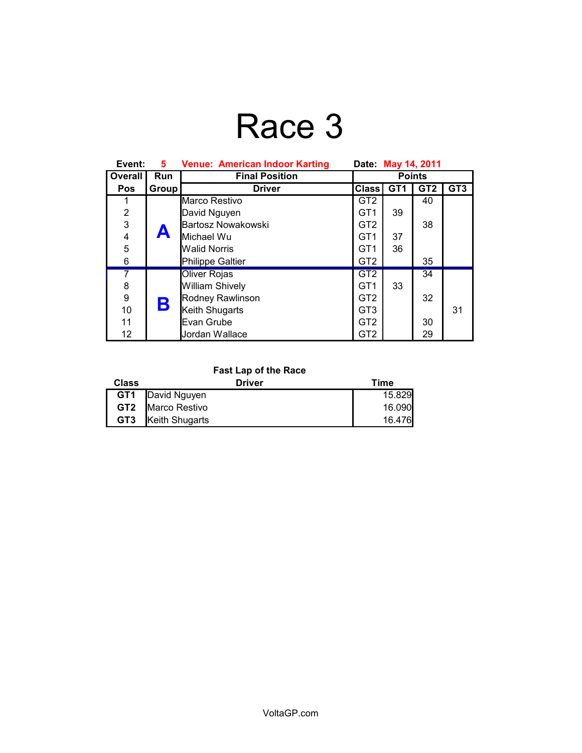# Race 3

**Event:** 5 **Venue: American Indoor Karting** **Date:** May 14, 2011

| Overall Pos | Run Group | Final Position Driver | Class | Points GT1 | Points GT2 | Points GT3 |
|---|---|---|---|---|---|---|
| 1 | A | Marco Restivo | GT2 | | 40 | |
| 2 | | David Nguyen | GT1 | 39 | | |
| 3 | | Bartosz Nowakowski | GT2 | | 38 | |
| 4 | | Michael Wu | GT1 | 37 | | |
| 5 | | Walid Norris | GT1 | 36 | | |
| 6 | | Philippe Galtier | GT2 | | 35 | |
| 7 | B | Oliver Rojas | GT2 | | 34 | |
| 8 | | William Shively | GT1 | 33 | | |
| 9 | | Rodney Rawlinson | GT2 | | 32 | |
| 10 | | Keith Shugarts | GT3 | | | 31 |
| 11 | | Evan Grube | GT2 | | 30 | |
| 12 | | Jordan Wallace | GT2 | | 29 | |

**Fast Lap of the Race**

| Class | Driver | Time |
|---|---|---|
| **GT1** | David Nguyen | 15.829 |
| **GT2** | Marco Restivo | 16.090 |
| **GT3** | Keith Shugarts | 16.476 |

VoltaGP.com